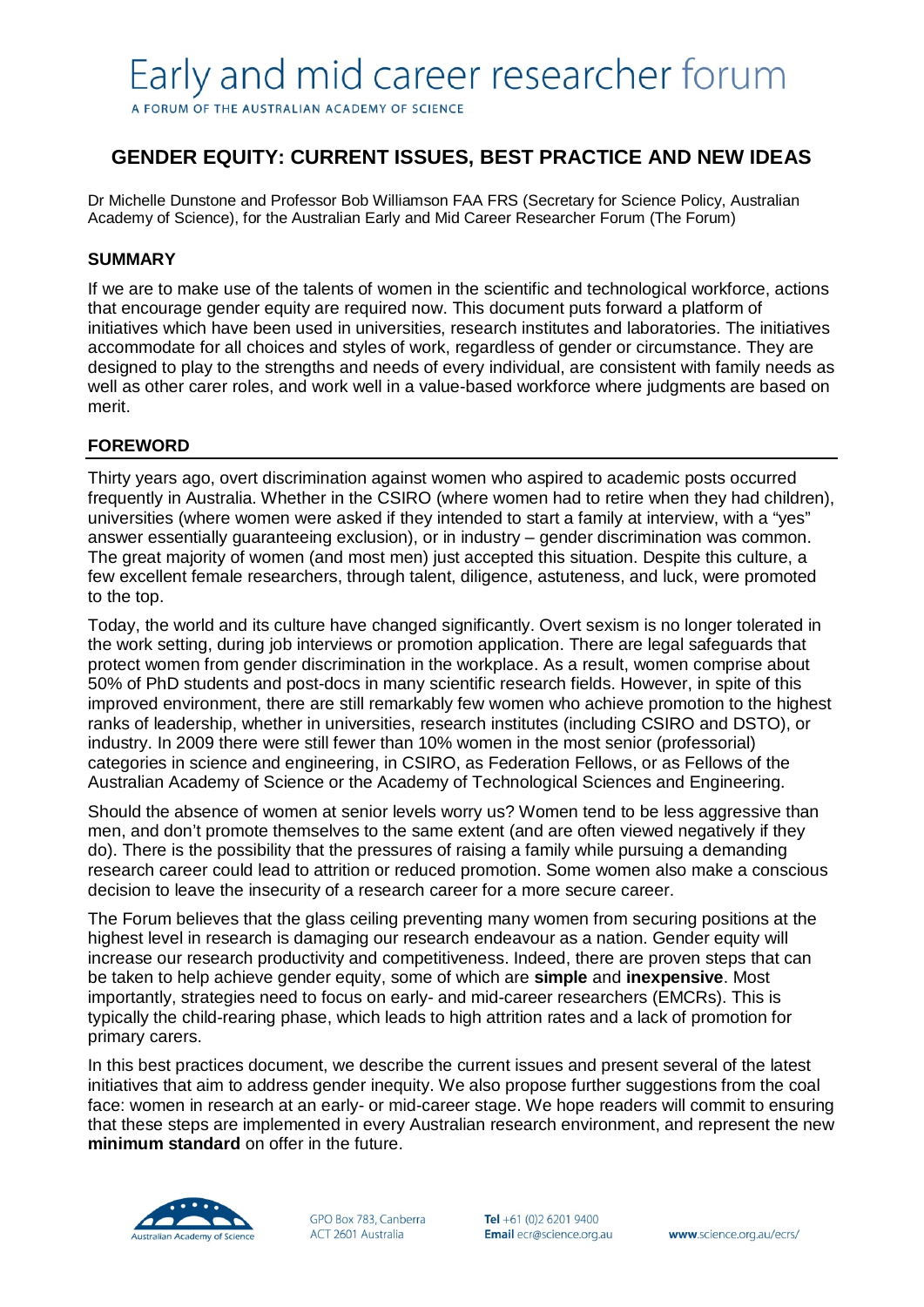# Early and mid career researcher forum

A FORUM OF THE AUSTRALIAN ACADEMY OF SCIENCE

## GENDER EQUITY: CURRENT ISSUES, BEST PRACTICE AND NEW IDEAS

Dr Michelle Dunstone and Professor Bob Williamson FAA FRS (Secretary for Science Policy, Australian Academy of Science), for the Australian Early and Mid Career Researcher Forum (The Forum)

### SUMMARY

If we are to make use of the talents of women in the scientific and technological workforce, actions that encourage gender equity are required now. This document puts forward a platform of initiatives which have been used in universities, research institutes and laboratories. The initiatives accommodate for all choices and styles of work, regardless of gender or circumstance. They are designed to play to the strengths and needs of every individual, are consistent with family needs as well as other carer roles, and work well in a value-based workforce where judgments are based on merit.

### FOREWORD

Thirty years ago, overt discrimination against women who aspired to academic posts occurred frequently in Australia. Whether in the CSIRO (where women had to retire when they had children), universities (where women were asked if they intended to start a family at interview, with a "yes" answer essentially guaranteeing exclusion), or in industry – gender discrimination was common. The great majority of women (and most men) just accepted this situation. Despite this culture, a few excellent female researchers, through talent, diligence, astuteness, and luck, were promoted to the top.

Today, the world and its culture have changed significantly. Overt sexism is no longer tolerated in the work setting, during job interviews or promotion application. There are legal safeguards that protect women from gender discrimination in the workplace. As a result, women comprise about 50% of PhD students and post-docs in many scientific research fields. However, in spite of this improved environment, there are still remarkably few women who achieve promotion to the highest ranks of leadership, whether in universities, research institutes (including CSIRO and DSTO), or industry. In 2009 there were still fewer than 10% women in the most senior (professorial) categories in science and engineering, in CSIRO, as Federation Fellows, or as Fellows of the Australian Academy of Science or the Academy of Technological Sciences and Engineering.

Should the absence of women at senior levels worry us? Women tend to be less aggressive than men, and don't promote themselves to the same extent (and are often viewed negatively if they do). There is the possibility that the pressures of raising a family while pursuing a demanding research career could lead to attrition or reduced promotion. Some women also make a conscious decision to leave the insecurity of a research career for a more secure career.

The Forum believes that the glass ceiling preventing many women from securing positions at the highest level in research is damaging our research endeavour as a nation. Gender equity will increase our research productivity and competitiveness. Indeed, there are proven steps that can be taken to help achieve gender equity, some of which are **simple** and **inexpensive**. Most importantly, strategies need to focus on early- and mid-career researchers (EMCRs). This is typically the child-rearing phase, which leads to high attrition rates and a lack of promotion for primary carers.

In this best practices document, we describe the current issues and present several of the latest initiatives that aim to address gender inequity. We also propose further suggestions from the coal face: women in research at an early- or mid-career stage. We hope readers will commit to ensuring that these steps are implemented in every Australian research environment, and represent the new **minimum standard** on offer in the future.

Australian Academy of Science

GPO Box 783, Canberra ACT 2601 Australia

**Tel** +61 (0)2 6201 9400
**Email** ecr@science.org.au

www.science.org.au/ecrs/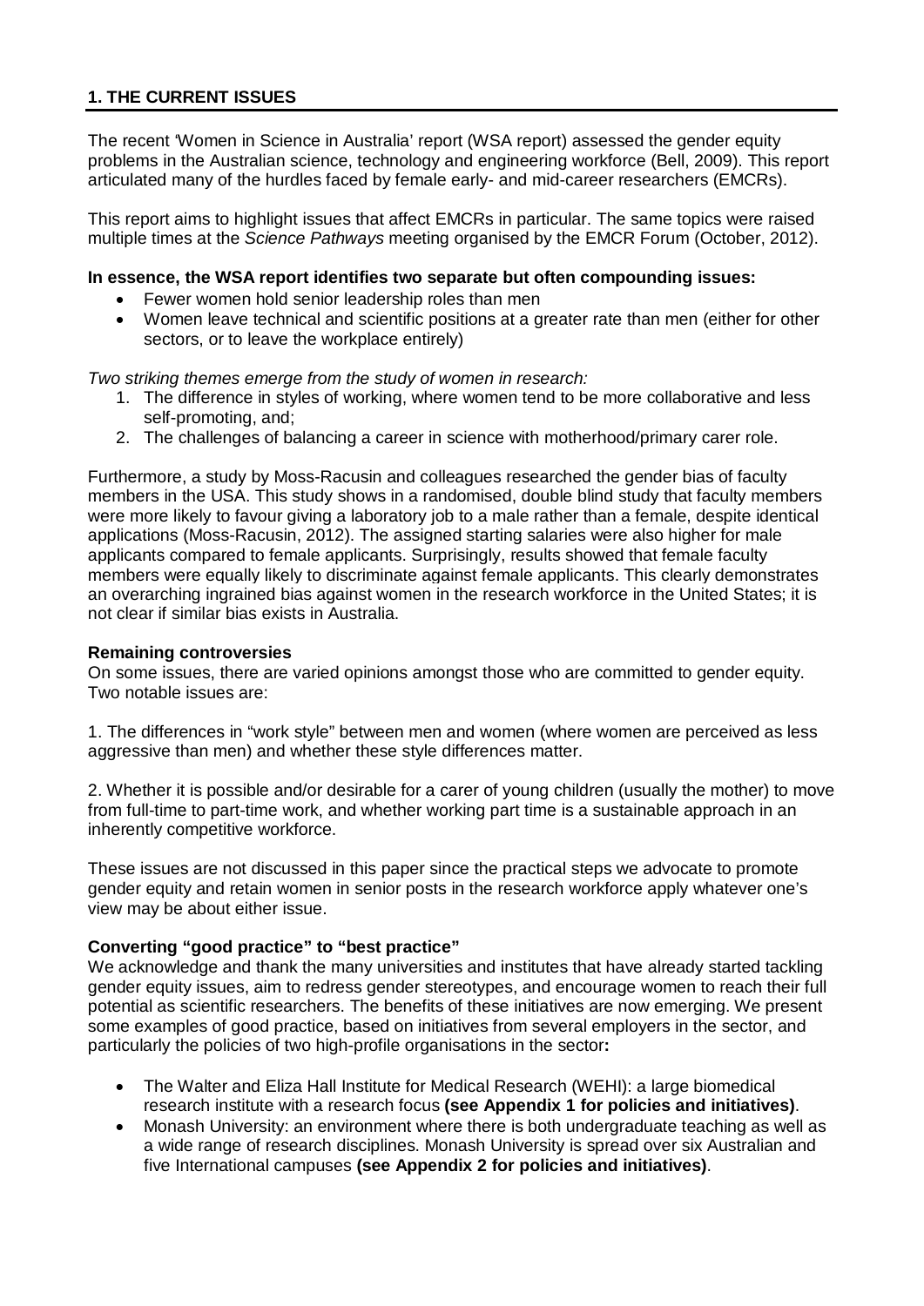## 1. THE CURRENT ISSUES

The recent 'Women in Science in Australia' report (WSA report) assessed the gender equity problems in the Australian science, technology and engineering workforce (Bell, 2009). This report articulated many of the hurdles faced by female early- and mid-career researchers (EMCRs).

This report aims to highlight issues that affect EMCRs in particular. The same topics were raised multiple times at the *Science Pathways* meeting organised by the EMCR Forum (October, 2012).

**In essence, the WSA report identifies two separate but often compounding issues:**

- Fewer women hold senior leadership roles than men
- Women leave technical and scientific positions at a greater rate than men (either for other sectors, or to leave the workplace entirely)

*Two striking themes emerge from the study of women in research:*

1. The difference in styles of working, where women tend to be more collaborative and less self-promoting, and;
2. The challenges of balancing a career in science with motherhood/primary carer role.

Furthermore, a study by Moss-Racusin and colleagues researched the gender bias of faculty members in the USA. This study shows in a randomised, double blind study that faculty members were more likely to favour giving a laboratory job to a male rather than a female, despite identical applications (Moss-Racusin, 2012). The assigned starting salaries were also higher for male applicants compared to female applicants. Surprisingly, results showed that female faculty members were equally likely to discriminate against female applicants. This clearly demonstrates an overarching ingrained bias against women in the research workforce in the United States; it is not clear if similar bias exists in Australia.

**Remaining controversies**

On some issues, there are varied opinions amongst those who are committed to gender equity. Two notable issues are:

1. The differences in "work style" between men and women (where women are perceived as less aggressive than men) and whether these style differences matter.

2. Whether it is possible and/or desirable for a carer of young children (usually the mother) to move from full-time to part-time work, and whether working part time is a sustainable approach in an inherently competitive workforce.

These issues are not discussed in this paper since the practical steps we advocate to promote gender equity and retain women in senior posts in the research workforce apply whatever one's view may be about either issue.

**Converting "good practice" to "best practice"**

We acknowledge and thank the many universities and institutes that have already started tackling gender equity issues, aim to redress gender stereotypes, and encourage women to reach their full potential as scientific researchers. The benefits of these initiatives are now emerging. We present some examples of good practice, based on initiatives from several employers in the sector, and particularly the policies of two high-profile organisations in the sector**:**

- The Walter and Eliza Hall Institute for Medical Research (WEHI): a large biomedical research institute with a research focus **(see Appendix 1 for policies and initiatives)**.
- Monash University: an environment where there is both undergraduate teaching as well as a wide range of research disciplines. Monash University is spread over six Australian and five International campuses **(see Appendix 2 for policies and initiatives)**.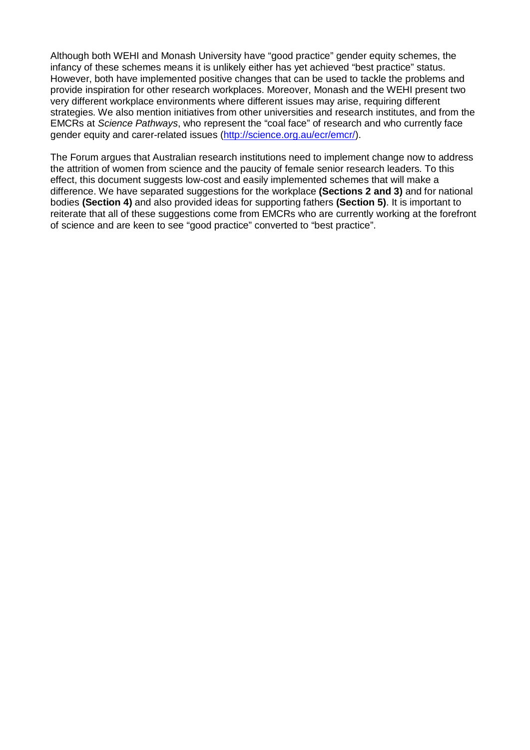Although both WEHI and Monash University have "good practice" gender equity schemes, the infancy of these schemes means it is unlikely either has yet achieved "best practice" status. However, both have implemented positive changes that can be used to tackle the problems and provide inspiration for other research workplaces. Moreover, Monash and the WEHI present two very different workplace environments where different issues may arise, requiring different strategies. We also mention initiatives from other universities and research institutes, and from the EMCRs at *Science Pathways*, who represent the "coal face" of research and who currently face gender equity and carer-related issues (http://science.org.au/ecr/emcr/).

The Forum argues that Australian research institutions need to implement change now to address the attrition of women from science and the paucity of female senior research leaders. To this effect, this document suggests low-cost and easily implemented schemes that will make a difference. We have separated suggestions for the workplace **(Sections 2 and 3)** and for national bodies **(Section 4)** and also provided ideas for supporting fathers **(Section 5)**. It is important to reiterate that all of these suggestions come from EMCRs who are currently working at the forefront of science and are keen to see "good practice" converted to "best practice".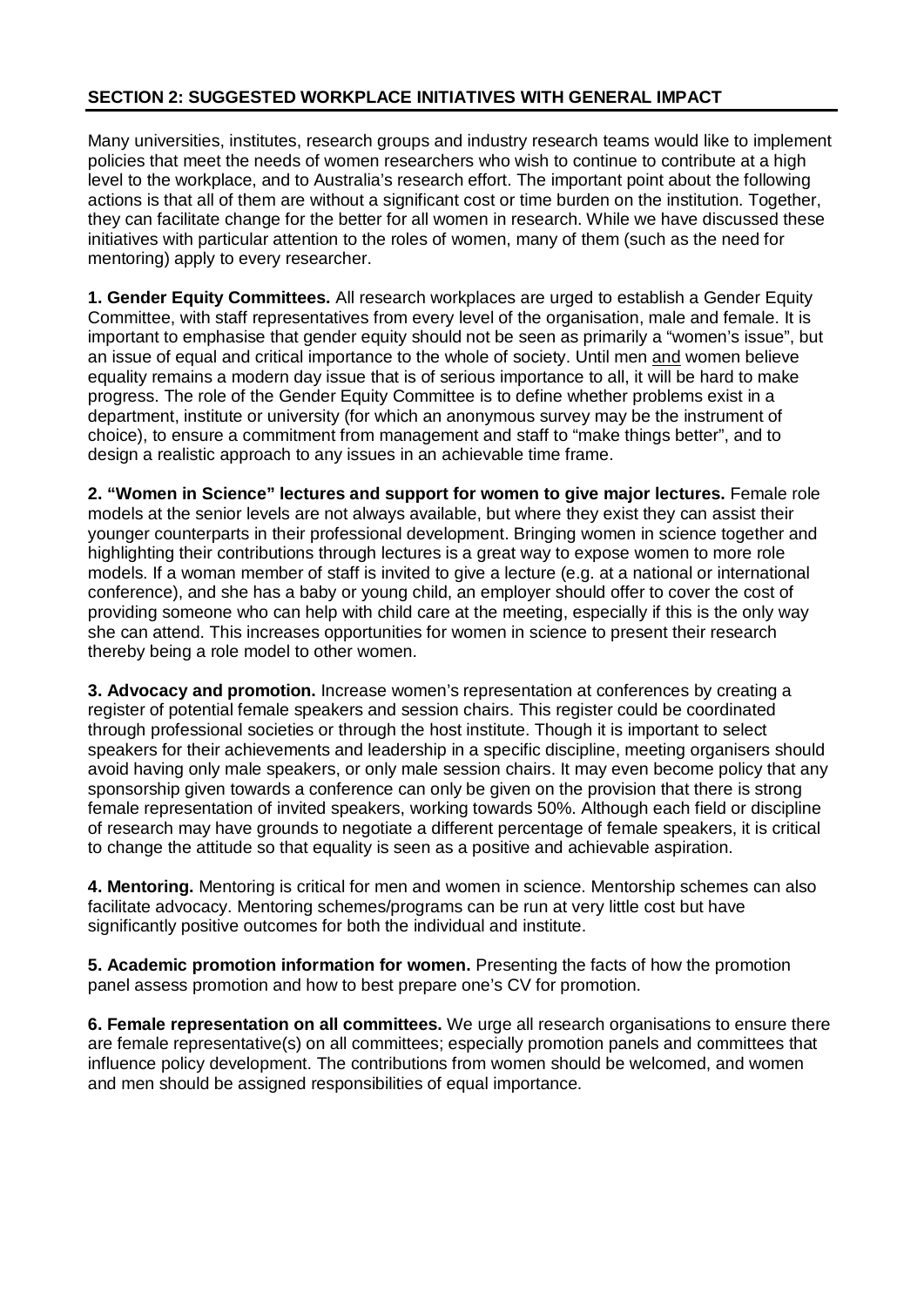## SECTION 2: SUGGESTED WORKPLACE INITIATIVES WITH GENERAL IMPACT

Many universities, institutes, research groups and industry research teams would like to implement policies that meet the needs of women researchers who wish to continue to contribute at a high level to the workplace, and to Australia's research effort. The important point about the following actions is that all of them are without a significant cost or time burden on the institution. Together, they can facilitate change for the better for all women in research. While we have discussed these initiatives with particular attention to the roles of women, many of them (such as the need for mentoring) apply to every researcher.

**1. Gender Equity Committees.** All research workplaces are urged to establish a Gender Equity Committee, with staff representatives from every level of the organisation, male and female. It is important to emphasise that gender equity should not be seen as primarily a "women's issue", but an issue of equal and critical importance to the whole of society. Until men and women believe equality remains a modern day issue that is of serious importance to all, it will be hard to make progress. The role of the Gender Equity Committee is to define whether problems exist in a department, institute or university (for which an anonymous survey may be the instrument of choice), to ensure a commitment from management and staff to "make things better", and to design a realistic approach to any issues in an achievable time frame.

**2. "Women in Science" lectures and support for women to give major lectures.** Female role models at the senior levels are not always available, but where they exist they can assist their younger counterparts in their professional development. Bringing women in science together and highlighting their contributions through lectures is a great way to expose women to more role models. If a woman member of staff is invited to give a lecture (e.g. at a national or international conference), and she has a baby or young child, an employer should offer to cover the cost of providing someone who can help with child care at the meeting, especially if this is the only way she can attend. This increases opportunities for women in science to present their research thereby being a role model to other women.

**3. Advocacy and promotion.** Increase women's representation at conferences by creating a register of potential female speakers and session chairs. This register could be coordinated through professional societies or through the host institute. Though it is important to select speakers for their achievements and leadership in a specific discipline, meeting organisers should avoid having only male speakers, or only male session chairs. It may even become policy that any sponsorship given towards a conference can only be given on the provision that there is strong female representation of invited speakers, working towards 50%. Although each field or discipline of research may have grounds to negotiate a different percentage of female speakers, it is critical to change the attitude so that equality is seen as a positive and achievable aspiration.

**4. Mentoring.** Mentoring is critical for men and women in science. Mentorship schemes can also facilitate advocacy. Mentoring schemes/programs can be run at very little cost but have significantly positive outcomes for both the individual and institute.

**5. Academic promotion information for women.** Presenting the facts of how the promotion panel assess promotion and how to best prepare one's CV for promotion.

**6. Female representation on all committees.** We urge all research organisations to ensure there are female representative(s) on all committees; especially promotion panels and committees that influence policy development. The contributions from women should be welcomed, and women and men should be assigned responsibilities of equal importance.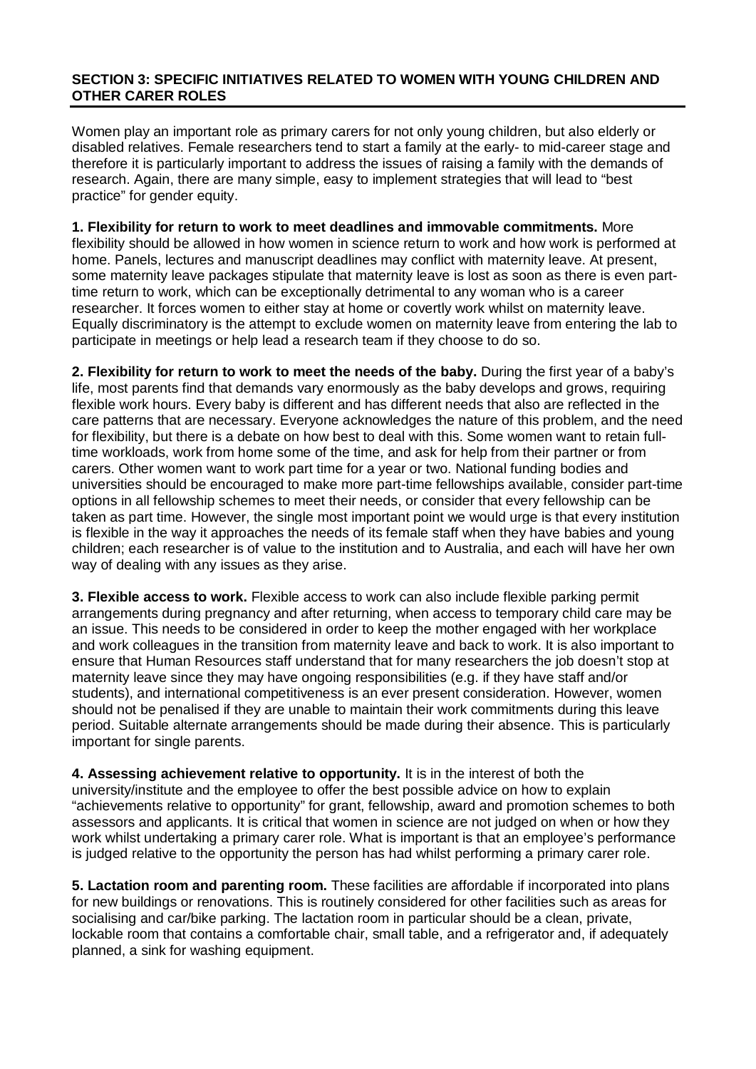## SECTION 3: SPECIFIC INITIATIVES RELATED TO WOMEN WITH YOUNG CHILDREN AND OTHER CARER ROLES

Women play an important role as primary carers for not only young children, but also elderly or disabled relatives. Female researchers tend to start a family at the early- to mid-career stage and therefore it is particularly important to address the issues of raising a family with the demands of research. Again, there are many simple, easy to implement strategies that will lead to "best practice" for gender equity.

**1. Flexibility for return to work to meet deadlines and immovable commitments.** More flexibility should be allowed in how women in science return to work and how work is performed at home. Panels, lectures and manuscript deadlines may conflict with maternity leave. At present, some maternity leave packages stipulate that maternity leave is lost as soon as there is even part-time return to work, which can be exceptionally detrimental to any woman who is a career researcher. It forces women to either stay at home or covertly work whilst on maternity leave. Equally discriminatory is the attempt to exclude women on maternity leave from entering the lab to participate in meetings or help lead a research team if they choose to do so.

**2. Flexibility for return to work to meet the needs of the baby.** During the first year of a baby's life, most parents find that demands vary enormously as the baby develops and grows, requiring flexible work hours. Every baby is different and has different needs that also are reflected in the care patterns that are necessary. Everyone acknowledges the nature of this problem, and the need for flexibility, but there is a debate on how best to deal with this. Some women want to retain full-time workloads, work from home some of the time, and ask for help from their partner or from carers. Other women want to work part time for a year or two. National funding bodies and universities should be encouraged to make more part-time fellowships available, consider part-time options in all fellowship schemes to meet their needs, or consider that every fellowship can be taken as part time. However, the single most important point we would urge is that every institution is flexible in the way it approaches the needs of its female staff when they have babies and young children; each researcher is of value to the institution and to Australia, and each will have her own way of dealing with any issues as they arise.

**3. Flexible access to work.** Flexible access to work can also include flexible parking permit arrangements during pregnancy and after returning, when access to temporary child care may be an issue. This needs to be considered in order to keep the mother engaged with her workplace and work colleagues in the transition from maternity leave and back to work. It is also important to ensure that Human Resources staff understand that for many researchers the job doesn't stop at maternity leave since they may have ongoing responsibilities (e.g. if they have staff and/or students), and international competitiveness is an ever present consideration. However, women should not be penalised if they are unable to maintain their work commitments during this leave period. Suitable alternate arrangements should be made during their absence. This is particularly important for single parents.

**4. Assessing achievement relative to opportunity.** It is in the interest of both the university/institute and the employee to offer the best possible advice on how to explain "achievements relative to opportunity" for grant, fellowship, award and promotion schemes to both assessors and applicants. It is critical that women in science are not judged on when or how they work whilst undertaking a primary carer role. What is important is that an employee's performance is judged relative to the opportunity the person has had whilst performing a primary carer role.

**5. Lactation room and parenting room.** These facilities are affordable if incorporated into plans for new buildings or renovations. This is routinely considered for other facilities such as areas for socialising and car/bike parking. The lactation room in particular should be a clean, private, lockable room that contains a comfortable chair, small table, and a refrigerator and, if adequately planned, a sink for washing equipment.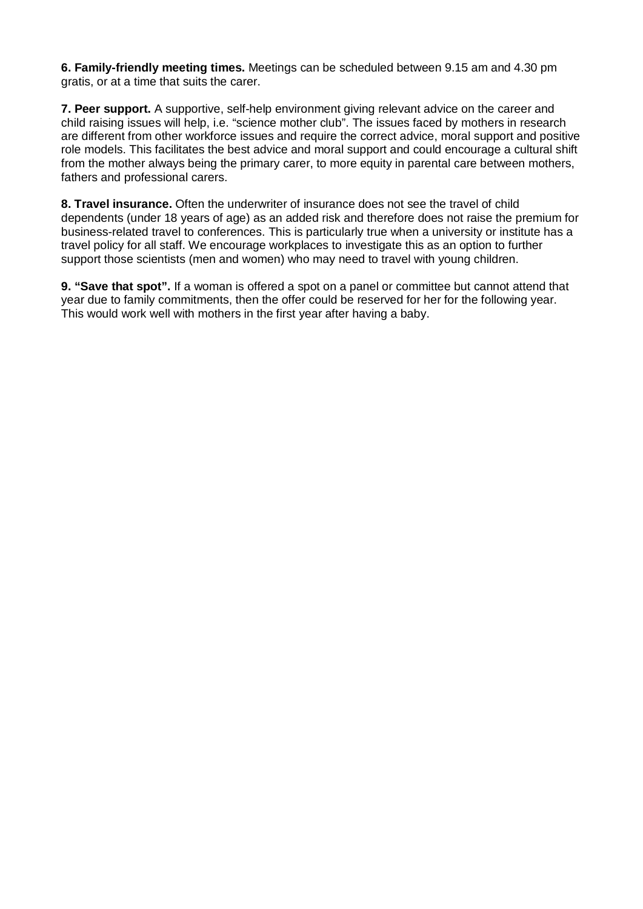**6. Family-friendly meeting times.** Meetings can be scheduled between 9.15 am and 4.30 pm gratis, or at a time that suits the carer.

**7. Peer support.** A supportive, self-help environment giving relevant advice on the career and child raising issues will help, i.e. "science mother club". The issues faced by mothers in research are different from other workforce issues and require the correct advice, moral support and positive role models. This facilitates the best advice and moral support and could encourage a cultural shift from the mother always being the primary carer, to more equity in parental care between mothers, fathers and professional carers.

**8. Travel insurance.** Often the underwriter of insurance does not see the travel of child dependents (under 18 years of age) as an added risk and therefore does not raise the premium for business-related travel to conferences. This is particularly true when a university or institute has a travel policy for all staff. We encourage workplaces to investigate this as an option to further support those scientists (men and women) who may need to travel with young children.

**9. "Save that spot".** If a woman is offered a spot on a panel or committee but cannot attend that year due to family commitments, then the offer could be reserved for her for the following year. This would work well with mothers in the first year after having a baby.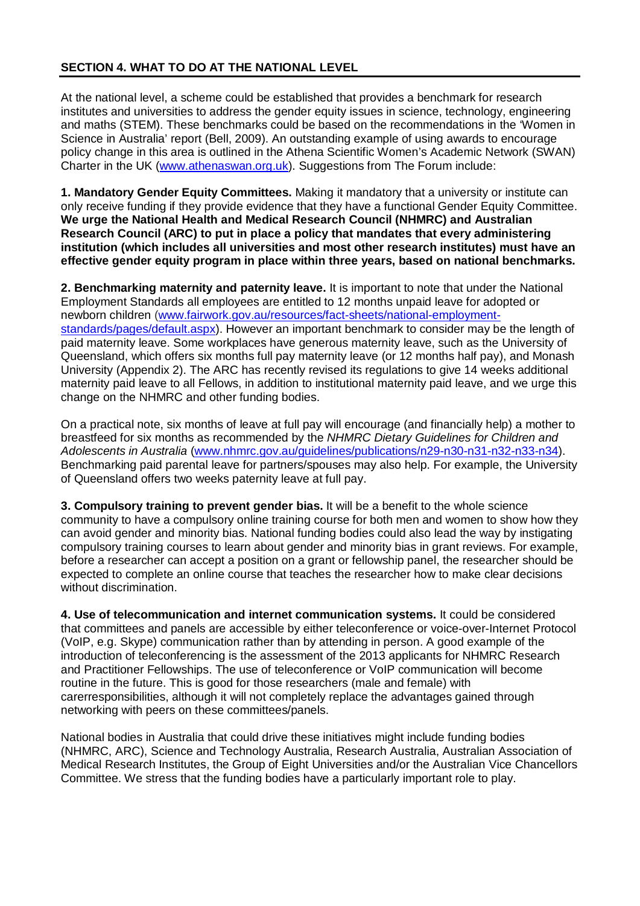## SECTION 4. WHAT TO DO AT THE NATIONAL LEVEL

At the national level, a scheme could be established that provides a benchmark for research institutes and universities to address the gender equity issues in science, technology, engineering and maths (STEM). These benchmarks could be based on the recommendations in the 'Women in Science in Australia' report (Bell, 2009). An outstanding example of using awards to encourage policy change in this area is outlined in the Athena Scientific Women's Academic Network (SWAN) Charter in the UK (www.athenaswan.org.uk). Suggestions from The Forum include:

**1. Mandatory Gender Equity Committees.** Making it mandatory that a university or institute can only receive funding if they provide evidence that they have a functional Gender Equity Committee. **We urge the National Health and Medical Research Council (NHMRC) and Australian Research Council (ARC) to put in place a policy that mandates that every administering institution (which includes all universities and most other research institutes) must have an effective gender equity program in place within three years, based on national benchmarks.**

**2. Benchmarking maternity and paternity leave.** It is important to note that under the National Employment Standards all employees are entitled to 12 months unpaid leave for adopted or newborn children (www.fairwork.gov.au/resources/fact-sheets/national-employment-standards/pages/default.aspx). However an important benchmark to consider may be the length of paid maternity leave. Some workplaces have generous maternity leave, such as the University of Queensland, which offers six months full pay maternity leave (or 12 months half pay), and Monash University (Appendix 2). The ARC has recently revised its regulations to give 14 weeks additional maternity paid leave to all Fellows, in addition to institutional maternity paid leave, and we urge this change on the NHMRC and other funding bodies.

On a practical note, six months of leave at full pay will encourage (and financially help) a mother to breastfeed for six months as recommended by the *NHMRC Dietary Guidelines for Children and Adolescents in Australia* (www.nhmrc.gov.au/guidelines/publications/n29-n30-n31-n32-n33-n34). Benchmarking paid parental leave for partners/spouses may also help. For example, the University of Queensland offers two weeks paternity leave at full pay.

**3. Compulsory training to prevent gender bias.** It will be a benefit to the whole science community to have a compulsory online training course for both men and women to show how they can avoid gender and minority bias. National funding bodies could also lead the way by instigating compulsory training courses to learn about gender and minority bias in grant reviews. For example, before a researcher can accept a position on a grant or fellowship panel, the researcher should be expected to complete an online course that teaches the researcher how to make clear decisions without discrimination.

**4. Use of telecommunication and internet communication systems.** It could be considered that committees and panels are accessible by either teleconference or voice-over-Internet Protocol (VoIP, e.g. Skype) communication rather than by attending in person. A good example of the introduction of teleconferencing is the assessment of the 2013 applicants for NHMRC Research and Practitioner Fellowships. The use of teleconference or VoIP communication will become routine in the future. This is good for those researchers (male and female) with carerresponsibilities, although it will not completely replace the advantages gained through networking with peers on these committees/panels.

National bodies in Australia that could drive these initiatives might include funding bodies (NHMRC, ARC), Science and Technology Australia, Research Australia, Australian Association of Medical Research Institutes, the Group of Eight Universities and/or the Australian Vice Chancellors Committee. We stress that the funding bodies have a particularly important role to play.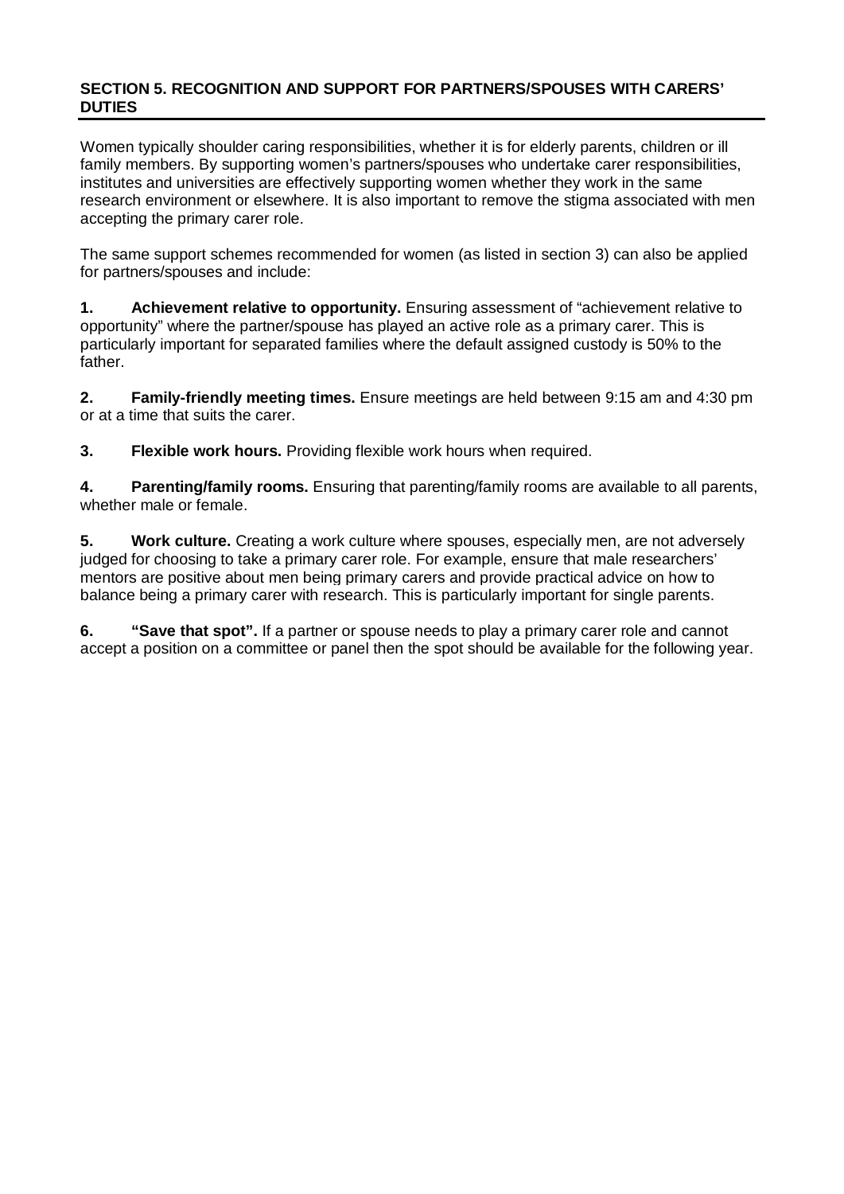## SECTION 5. RECOGNITION AND SUPPORT FOR PARTNERS/SPOUSES WITH CARERS' DUTIES

Women typically shoulder caring responsibilities, whether it is for elderly parents, children or ill family members. By supporting women's partners/spouses who undertake carer responsibilities, institutes and universities are effectively supporting women whether they work in the same research environment or elsewhere. It is also important to remove the stigma associated with men accepting the primary carer role.

The same support schemes recommended for women (as listed in section 3) can also be applied for partners/spouses and include:

1. **Achievement relative to opportunity.** Ensuring assessment of "achievement relative to opportunity" where the partner/spouse has played an active role as a primary carer. This is particularly important for separated families where the default assigned custody is 50% to the father.

2. **Family-friendly meeting times.** Ensure meetings are held between 9:15 am and 4:30 pm or at a time that suits the carer.

3. **Flexible work hours.** Providing flexible work hours when required.

4. **Parenting/family rooms.** Ensuring that parenting/family rooms are available to all parents, whether male or female.

5. **Work culture.** Creating a work culture where spouses, especially men, are not adversely judged for choosing to take a primary carer role. For example, ensure that male researchers' mentors are positive about men being primary carers and provide practical advice on how to balance being a primary carer with research. This is particularly important for single parents.

6. **"Save that spot".** If a partner or spouse needs to play a primary carer role and cannot accept a position on a committee or panel then the spot should be available for the following year.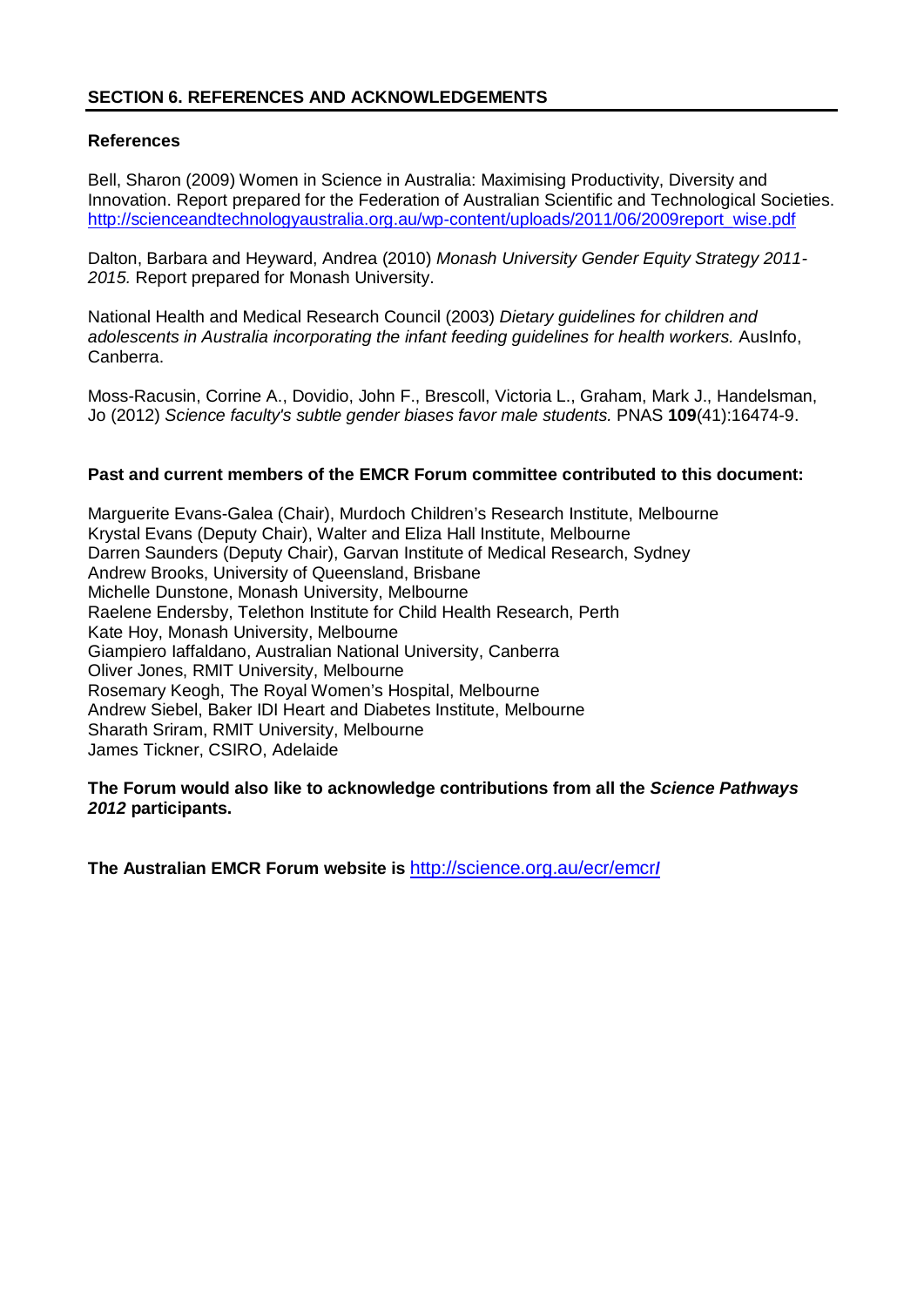## SECTION 6. REFERENCES AND ACKNOWLEDGEMENTS

### References

Bell, Sharon (2009) Women in Science in Australia: Maximising Productivity, Diversity and Innovation. Report prepared for the Federation of Australian Scientific and Technological Societies. http://scienceandtechnologyaustralia.org.au/wp-content/uploads/2011/06/2009report_wise.pdf

Dalton, Barbara and Heyward, Andrea (2010) *Monash University Gender Equity Strategy 2011-2015.* Report prepared for Monash University.

National Health and Medical Research Council (2003) *Dietary guidelines for children and adolescents in Australia incorporating the infant feeding guidelines for health workers.* AusInfo, Canberra.

Moss-Racusin, Corrine A., Dovidio, John F., Brescoll, Victoria L., Graham, Mark J., Handelsman, Jo (2012) *Science faculty's subtle gender biases favor male students.* PNAS **109**(41):16474-9.

**Past and current members of the EMCR Forum committee contributed to this document:**

Marguerite Evans-Galea (Chair), Murdoch Children's Research Institute, Melbourne
Krystal Evans (Deputy Chair), Walter and Eliza Hall Institute, Melbourne
Darren Saunders (Deputy Chair), Garvan Institute of Medical Research, Sydney
Andrew Brooks, University of Queensland, Brisbane
Michelle Dunstone, Monash University, Melbourne
Raelene Endersby, Telethon Institute for Child Health Research, Perth
Kate Hoy, Monash University, Melbourne
Giampiero Iaffaldano, Australian National University, Canberra
Oliver Jones, RMIT University, Melbourne
Rosemary Keogh, The Royal Women's Hospital, Melbourne
Andrew Siebel, Baker IDI Heart and Diabetes Institute, Melbourne
Sharath Sriram, RMIT University, Melbourne
James Tickner, CSIRO, Adelaide

**The Forum would also like to acknowledge contributions from all the *Science Pathways 2012* participants.**

**The Australian EMCR Forum website is** http://science.org.au/ecr/emcr/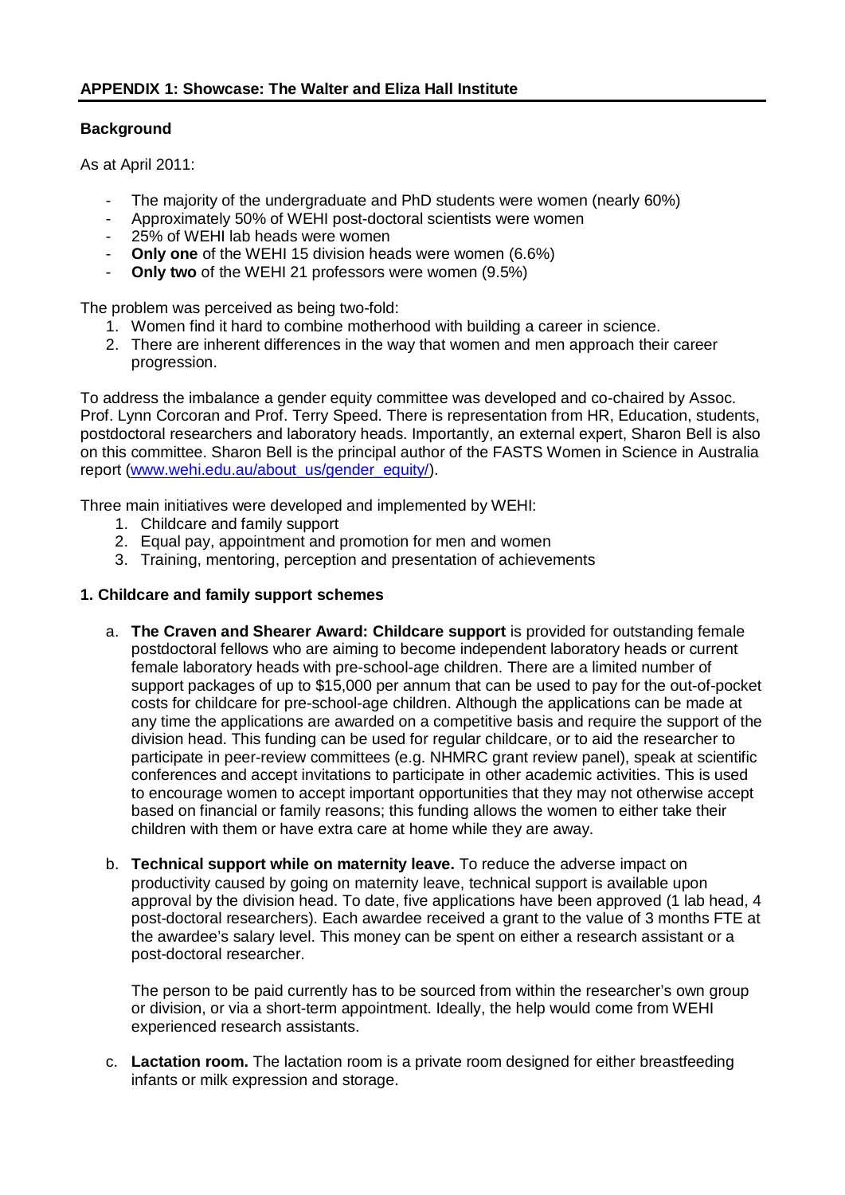## APPENDIX 1: Showcase: The Walter and Eliza Hall Institute

### Background

As at April 2011:

- The majority of the undergraduate and PhD students were women (nearly 60%)
- Approximately 50% of WEHI post-doctoral scientists were women
- 25% of WEHI lab heads were women
- **Only one** of the WEHI 15 division heads were women (6.6%)
- **Only two** of the WEHI 21 professors were women (9.5%)

The problem was perceived as being two-fold:

1. Women find it hard to combine motherhood with building a career in science.
2. There are inherent differences in the way that women and men approach their career progression.

To address the imbalance a gender equity committee was developed and co-chaired by Assoc. Prof. Lynn Corcoran and Prof. Terry Speed. There is representation from HR, Education, students, postdoctoral researchers and laboratory heads. Importantly, an external expert, Sharon Bell is also on this committee. Sharon Bell is the principal author of the FASTS Women in Science in Australia report (www.wehi.edu.au/about_us/gender_equity/).

Three main initiatives were developed and implemented by WEHI:

1. Childcare and family support
2. Equal pay, appointment and promotion for men and women
3. Training, mentoring, perception and presentation of achievements

### 1. Childcare and family support schemes

a. **The Craven and Shearer Award: Childcare support** is provided for outstanding female postdoctoral fellows who are aiming to become independent laboratory heads or current female laboratory heads with pre-school-age children. There are a limited number of support packages of up to $15,000 per annum that can be used to pay for the out-of-pocket costs for childcare for pre-school-age children. Although the applications can be made at any time the applications are awarded on a competitive basis and require the support of the division head. This funding can be used for regular childcare, or to aid the researcher to participate in peer-review committees (e.g. NHMRC grant review panel), speak at scientific conferences and accept invitations to participate in other academic activities. This is used to encourage women to accept important opportunities that they may not otherwise accept based on financial or family reasons; this funding allows the women to either take their children with them or have extra care at home while they are away.

b. **Technical support while on maternity leave.** To reduce the adverse impact on productivity caused by going on maternity leave, technical support is available upon approval by the division head. To date, five applications have been approved (1 lab head, 4 post-doctoral researchers). Each awardee received a grant to the value of 3 months FTE at the awardee's salary level. This money can be spent on either a research assistant or a post-doctoral researcher.

   The person to be paid currently has to be sourced from within the researcher's own group or division, or via a short-term appointment. Ideally, the help would come from WEHI experienced research assistants.

c. **Lactation room.** The lactation room is a private room designed for either breastfeeding infants or milk expression and storage.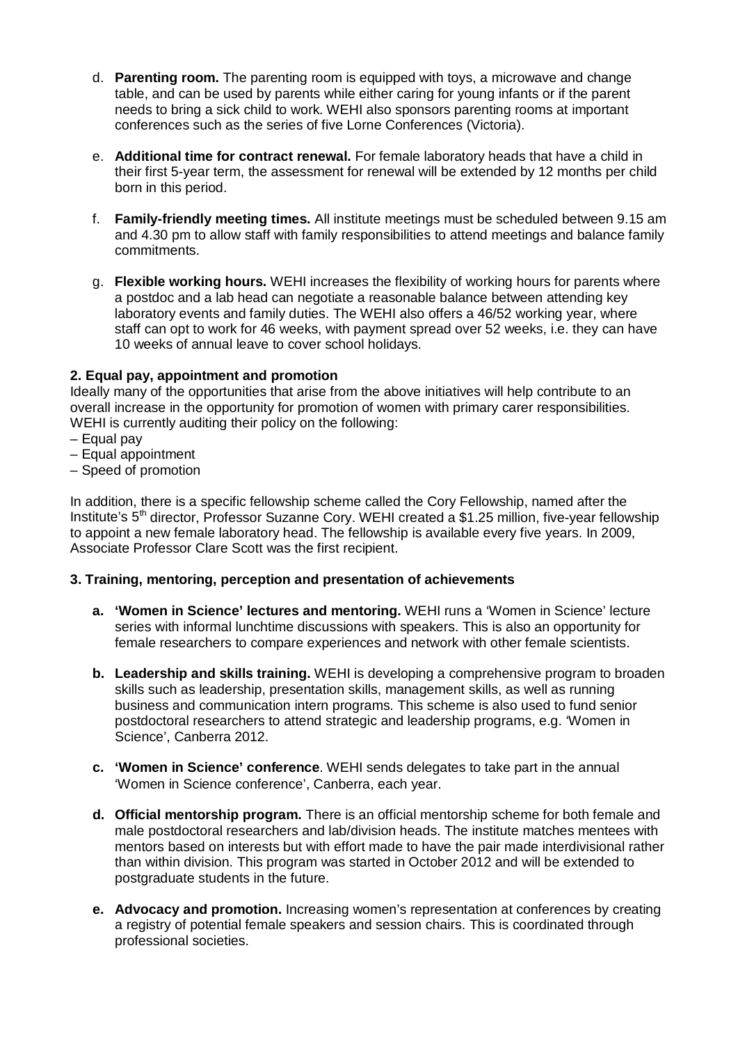d. **Parenting room.** The parenting room is equipped with toys, a microwave and change table, and can be used by parents while either caring for young infants or if the parent needs to bring a sick child to work. WEHI also sponsors parenting rooms at important conferences such as the series of five Lorne Conferences (Victoria).

e. **Additional time for contract renewal.** For female laboratory heads that have a child in their first 5-year term, the assessment for renewal will be extended by 12 months per child born in this period.

f. **Family-friendly meeting times.** All institute meetings must be scheduled between 9.15 am and 4.30 pm to allow staff with family responsibilities to attend meetings and balance family commitments.

g. **Flexible working hours.** WEHI increases the flexibility of working hours for parents where a postdoc and a lab head can negotiate a reasonable balance between attending key laboratory events and family duties. The WEHI also offers a 46/52 working year, where staff can opt to work for 46 weeks, with payment spread over 52 weeks, i.e. they can have 10 weeks of annual leave to cover school holidays.

**2. Equal pay, appointment and promotion**

Ideally many of the opportunities that arise from the above initiatives will help contribute to an overall increase in the opportunity for promotion of women with primary carer responsibilities. WEHI is currently auditing their policy on the following:

– Equal pay
– Equal appointment
– Speed of promotion

In addition, there is a specific fellowship scheme called the Cory Fellowship, named after the Institute's 5th director, Professor Suzanne Cory. WEHI created a $1.25 million, five-year fellowship to appoint a new female laboratory head. The fellowship is available every five years. In 2009, Associate Professor Clare Scott was the first recipient.

**3. Training, mentoring, perception and presentation of achievements**

**a. 'Women in Science' lectures and mentoring.** WEHI runs a 'Women in Science' lecture series with informal lunchtime discussions with speakers. This is also an opportunity for female researchers to compare experiences and network with other female scientists.

**b. Leadership and skills training.** WEHI is developing a comprehensive program to broaden skills such as leadership, presentation skills, management skills, as well as running business and communication intern programs. This scheme is also used to fund senior postdoctoral researchers to attend strategic and leadership programs, e.g. 'Women in Science', Canberra 2012.

**c. 'Women in Science' conference**. WEHI sends delegates to take part in the annual 'Women in Science conference', Canberra, each year.

**d. Official mentorship program.** There is an official mentorship scheme for both female and male postdoctoral researchers and lab/division heads. The institute matches mentees with mentors based on interests but with effort made to have the pair made interdivisional rather than within division. This program was started in October 2012 and will be extended to postgraduate students in the future.

**e. Advocacy and promotion.** Increasing women's representation at conferences by creating a registry of potential female speakers and session chairs. This is coordinated through professional societies.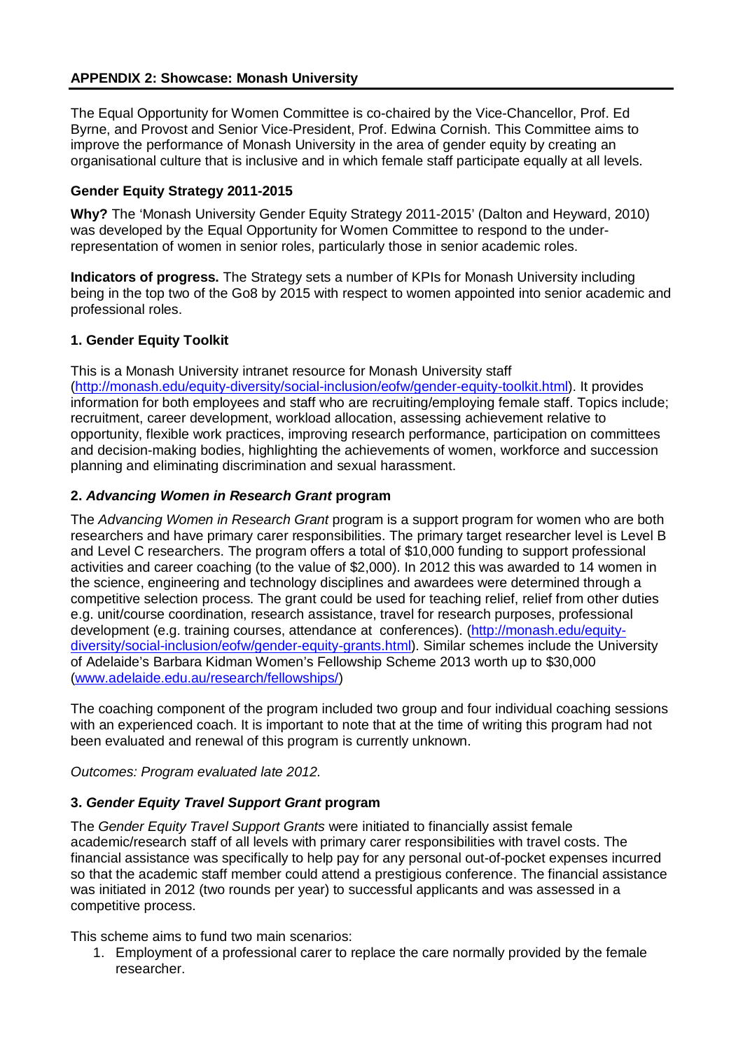## APPENDIX 2: Showcase: Monash University

The Equal Opportunity for Women Committee is co-chaired by the Vice-Chancellor, Prof. Ed Byrne, and Provost and Senior Vice-President, Prof. Edwina Cornish. This Committee aims to improve the performance of Monash University in the area of gender equity by creating an organisational culture that is inclusive and in which female staff participate equally at all levels.

### Gender Equity Strategy 2011-2015

**Why?** The 'Monash University Gender Equity Strategy 2011-2015' (Dalton and Heyward, 2010) was developed by the Equal Opportunity for Women Committee to respond to the under-representation of women in senior roles, particularly those in senior academic roles.

**Indicators of progress.** The Strategy sets a number of KPIs for Monash University including being in the top two of the Go8 by 2015 with respect to women appointed into senior academic and professional roles.

### 1. Gender Equity Toolkit

This is a Monash University intranet resource for Monash University staff (http://monash.edu/equity-diversity/social-inclusion/eofw/gender-equity-toolkit.html). It provides information for both employees and staff who are recruiting/employing female staff. Topics include; recruitment, career development, workload allocation, assessing achievement relative to opportunity, flexible work practices, improving research performance, participation on committees and decision-making bodies, highlighting the achievements of women, workforce and succession planning and eliminating discrimination and sexual harassment.

### 2. *Advancing Women in Research Grant* program

The *Advancing Women in Research Grant* program is a support program for women who are both researchers and have primary carer responsibilities. The primary target researcher level is Level B and Level C researchers. The program offers a total of $10,000 funding to support professional activities and career coaching (to the value of $2,000). In 2012 this was awarded to 14 women in the science, engineering and technology disciplines and awardees were determined through a competitive selection process. The grant could be used for teaching relief, relief from other duties e.g. unit/course coordination, research assistance, travel for research purposes, professional development (e.g. training courses, attendance at conferences). (http://monash.edu/equity-diversity/social-inclusion/eofw/gender-equity-grants.html). Similar schemes include the University of Adelaide's Barbara Kidman Women's Fellowship Scheme 2013 worth up to $30,000 (www.adelaide.edu.au/research/fellowships/)

The coaching component of the program included two group and four individual coaching sessions with an experienced coach. It is important to note that at the time of writing this program had not been evaluated and renewal of this program is currently unknown.

*Outcomes: Program evaluated late 2012.*

### 3. *Gender Equity Travel Support Grant* program

The *Gender Equity Travel Support Grants* were initiated to financially assist female academic/research staff of all levels with primary carer responsibilities with travel costs. The financial assistance was specifically to help pay for any personal out-of-pocket expenses incurred so that the academic staff member could attend a prestigious conference. The financial assistance was initiated in 2012 (two rounds per year) to successful applicants and was assessed in a competitive process.

This scheme aims to fund two main scenarios:

1. Employment of a professional carer to replace the care normally provided by the female researcher.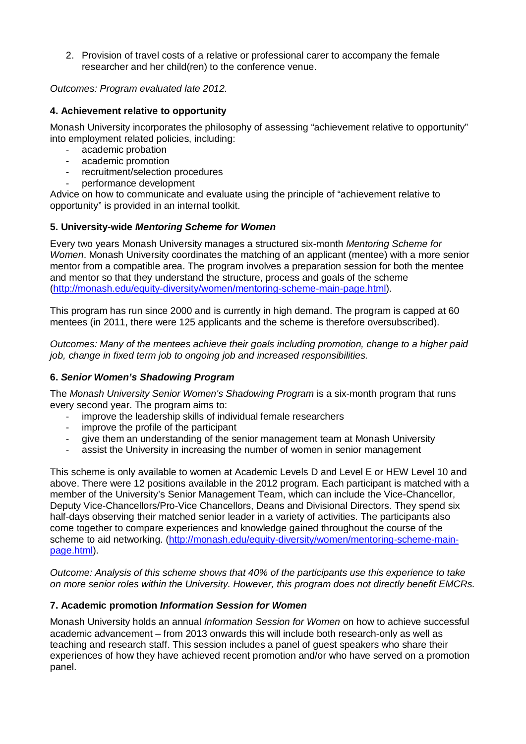2. Provision of travel costs of a relative or professional carer to accompany the female researcher and her child(ren) to the conference venue.

*Outcomes: Program evaluated late 2012.*

**4. Achievement relative to opportunity**

Monash University incorporates the philosophy of assessing "achievement relative to opportunity" into employment related policies, including:

- academic probation
- academic promotion
- recruitment/selection procedures
- performance development

Advice on how to communicate and evaluate using the principle of "achievement relative to opportunity" is provided in an internal toolkit.

**5. University-wide *Mentoring Scheme for Women***

Every two years Monash University manages a structured six-month *Mentoring Scheme for Women*. Monash University coordinates the matching of an applicant (mentee) with a more senior mentor from a compatible area. The program involves a preparation session for both the mentee and mentor so that they understand the structure, process and goals of the scheme (http://monash.edu/equity-diversity/women/mentoring-scheme-main-page.html).

This program has run since 2000 and is currently in high demand. The program is capped at 60 mentees (in 2011, there were 125 applicants and the scheme is therefore oversubscribed).

*Outcomes: Many of the mentees achieve their goals including promotion, change to a higher paid job, change in fixed term job to ongoing job and increased responsibilities.*

**6. *Senior Women's Shadowing Program***

The *Monash University Senior Women's Shadowing Program* is a six-month program that runs every second year. The program aims to:

- improve the leadership skills of individual female researchers
- improve the profile of the participant
- give them an understanding of the senior management team at Monash University
- assist the University in increasing the number of women in senior management

This scheme is only available to women at Academic Levels D and Level E or HEW Level 10 and above. There were 12 positions available in the 2012 program. Each participant is matched with a member of the University's Senior Management Team, which can include the Vice-Chancellor, Deputy Vice-Chancellors/Pro-Vice Chancellors, Deans and Divisional Directors. They spend six half-days observing their matched senior leader in a variety of activities. The participants also come together to compare experiences and knowledge gained throughout the course of the scheme to aid networking. (http://monash.edu/equity-diversity/women/mentoring-scheme-main-page.html).

*Outcome: Analysis of this scheme shows that 40% of the participants use this experience to take on more senior roles within the University. However, this program does not directly benefit EMCRs.*

**7. Academic promotion *Information Session for Women***

Monash University holds an annual *Information Session for Women* on how to achieve successful academic advancement – from 2013 onwards this will include both research-only as well as teaching and research staff. This session includes a panel of guest speakers who share their experiences of how they have achieved recent promotion and/or who have served on a promotion panel.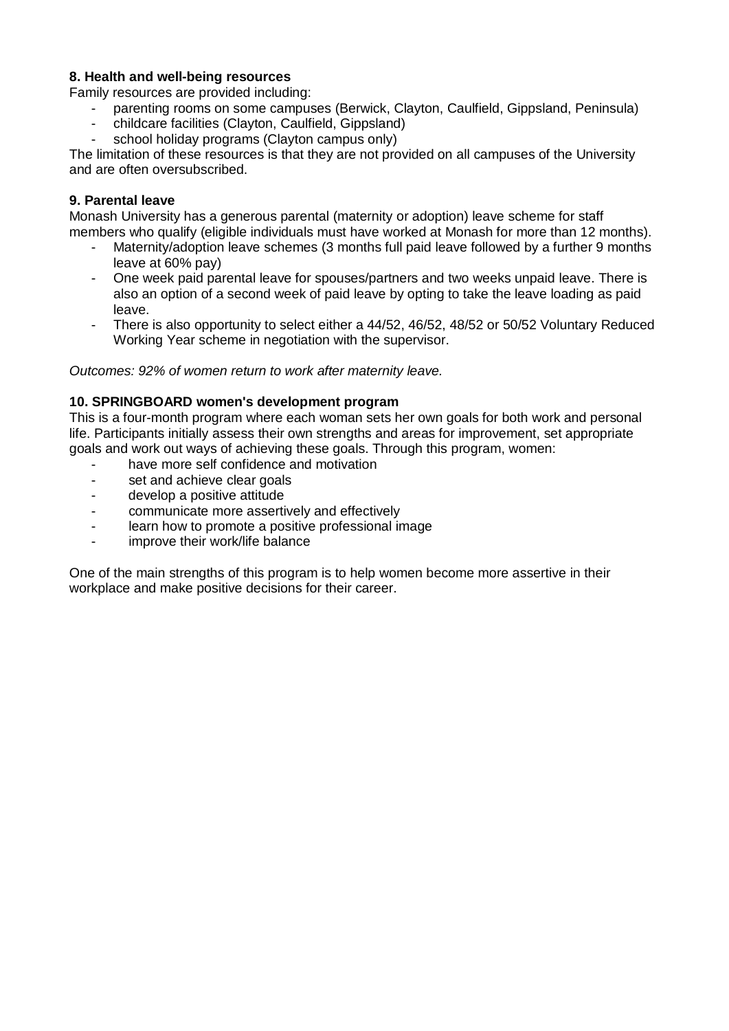**8. Health and well-being resources**

Family resources are provided including:

- parenting rooms on some campuses (Berwick, Clayton, Caulfield, Gippsland, Peninsula)
- childcare facilities (Clayton, Caulfield, Gippsland)
- school holiday programs (Clayton campus only)

The limitation of these resources is that they are not provided on all campuses of the University and are often oversubscribed.

**9. Parental leave**

Monash University has a generous parental (maternity or adoption) leave scheme for staff members who qualify (eligible individuals must have worked at Monash for more than 12 months).

- Maternity/adoption leave schemes (3 months full paid leave followed by a further 9 months leave at 60% pay)
- One week paid parental leave for spouses/partners and two weeks unpaid leave. There is also an option of a second week of paid leave by opting to take the leave loading as paid leave.
- There is also opportunity to select either a 44/52, 46/52, 48/52 or 50/52 Voluntary Reduced Working Year scheme in negotiation with the supervisor.

*Outcomes: 92% of women return to work after maternity leave.*

**10. SPRINGBOARD women's development program**

This is a four-month program where each woman sets her own goals for both work and personal life. Participants initially assess their own strengths and areas for improvement, set appropriate goals and work out ways of achieving these goals. Through this program, women:

- have more self confidence and motivation
- set and achieve clear goals
- develop a positive attitude
- communicate more assertively and effectively
- learn how to promote a positive professional image
- improve their work/life balance

One of the main strengths of this program is to help women become more assertive in their workplace and make positive decisions for their career.